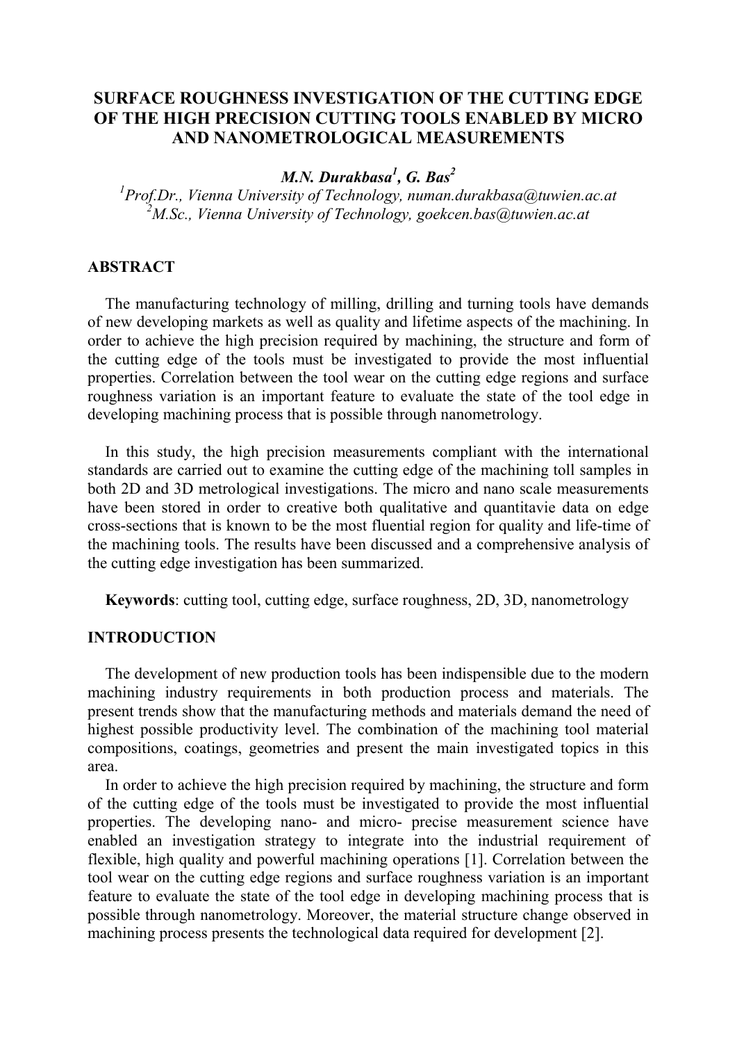# SURFACE ROUGHNESS INVESTIGATION OF THE CUTTING EDGE OF THE HIGH PRECISION CUTTING TOOLS ENABLED BY MICRO AND NANOMETROLOGICAL MEASUREMENTS

***M.N. Durakbasa*[1], *G. Bas*[2]**

[1]*Prof.Dr., Vienna University of Technology, numan.durakbasa@tuwien.ac.at*
[2]*M.Sc., Vienna University of Technology, goekcen.bas@tuwien.ac.at*

## ABSTRACT

The manufacturing technology of milling, drilling and turning tools have demands of new developing markets as well as quality and lifetime aspects of the machining. In order to achieve the high precision required by machining, the structure and form of the cutting edge of the tools must be investigated to provide the most influential properties. Correlation between the tool wear on the cutting edge regions and surface roughness variation is an important feature to evaluate the state of the tool edge in developing machining process that is possible through nanometrology.

In this study, the high precision measurements compliant with the international standards are carried out to examine the cutting edge of the machining toll samples in both 2D and 3D metrological investigations. The micro and nano scale measurements have been stored in order to creative both qualitative and quantitavie data on edge cross-sections that is known to be the most fluential region for quality and life-time of the machining tools. The results have been discussed and a comprehensive analysis of the cutting edge investigation has been summarized.

**Keywords**: cutting tool, cutting edge, surface roughness, 2D, 3D, nanometrology

## INTRODUCTION

The development of new production tools has been indispensible due to the modern machining industry requirements in both production process and materials. The present trends show that the manufacturing methods and materials demand the need of highest possible productivity level. The combination of the machining tool material compositions, coatings, geometries and present the main investigated topics in this area.

In order to achieve the high precision required by machining, the structure and form of the cutting edge of the tools must be investigated to provide the most influential properties. The developing nano- and micro- precise measurement science have enabled an investigation strategy to integrate into the industrial requirement of flexible, high quality and powerful machining operations [1]. Correlation between the tool wear on the cutting edge regions and surface roughness variation is an important feature to evaluate the state of the tool edge in developing machining process that is possible through nanometrology. Moreover, the material structure change observed in machining process presents the technological data required for development [2].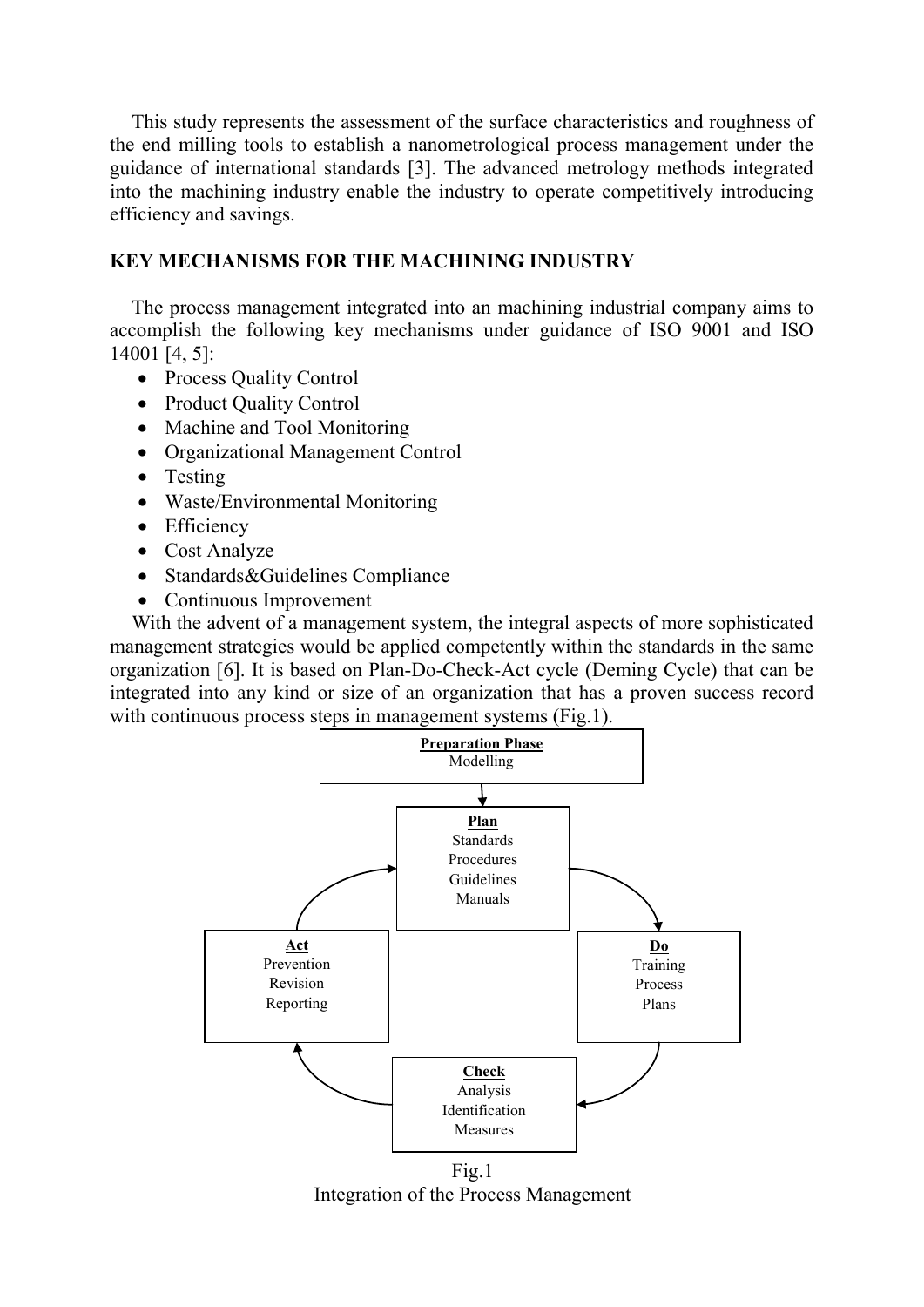This study represents the assessment of the surface characteristics and roughness of the end milling tools to establish a nanometrological process management under the guidance of international standards [3]. The advanced metrology methods integrated into the machining industry enable the industry to operate competitively introducing efficiency and savings.

## KEY MECHANISMS FOR THE MACHINING INDUSTRY

The process management integrated into an machining industrial company aims to accomplish the following key mechanisms under guidance of ISO 9001 and ISO 14001 [4, 5]:

- Process Quality Control
- Product Quality Control
- Machine and Tool Monitoring
- Organizational Management Control
- Testing
- Waste/Environmental Monitoring
- Efficiency
- Cost Analyze
- Standards&Guidelines Compliance
- Continuous Improvement

With the advent of a management system, the integral aspects of more sophisticated management strategies would be applied competently within the standards in the same organization [6]. It is based on Plan-Do-Check-Act cycle (Deming Cycle) that can be integrated into any kind or size of an organization that has a proven success record with continuous process steps in management systems (Fig.1).

**Preparation Phase**
Modelling

**Plan**
Standards
Procedures
Guidelines
Manuals

**Do**
Training
Process
Plans

**Check**
Analysis
Identification
Measures

**Act**
Prevention
Revision
Reporting

Fig.1
Integration of the Process Management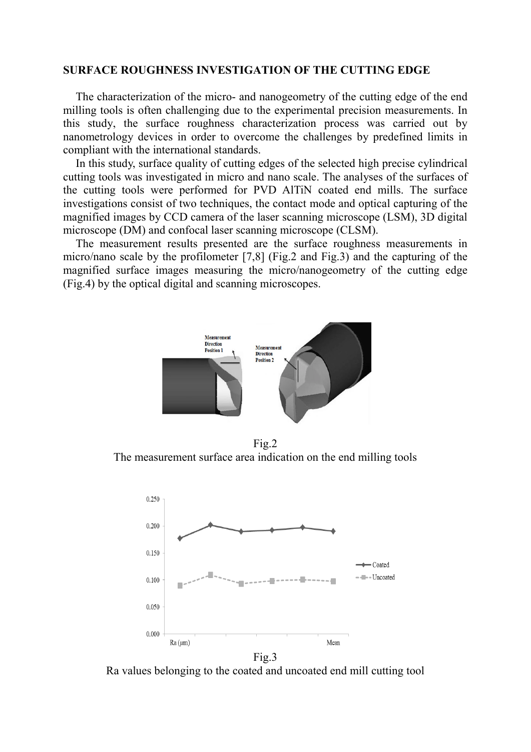## SURFACE ROUGHNESS INVESTIGATION OF THE CUTTING EDGE

The characterization of the micro- and nanogeometry of the cutting edge of the end milling tools is often challenging due to the experimental precision measurements. In this study, the surface roughness characterization process was carried out by nanometrology devices in order to overcome the challenges by predefined limits in compliant with the international standards.

In this study, surface quality of cutting edges of the selected high precise cylindrical cutting tools was investigated in micro and nano scale. The analyses of the surfaces of the cutting tools were performed for PVD AlTiN coated end mills. The surface investigations consist of two techniques, the contact mode and optical capturing of the magnified images by CCD camera of the laser scanning microscope (LSM), 3D digital microscope (DM) and confocal laser scanning microscope (CLSM).

The measurement results presented are the surface roughness measurements in micro/nano scale by the profilometer [7,8] (Fig.2 and Fig.3) and the capturing of the magnified surface images measuring the micro/nanogeometry of the cutting edge (Fig.4) by the optical digital and scanning microscopes.

Fig.2
The measurement surface area indication on the end milling tools

Fig.3
Ra values belonging to the coated and uncoated end mill cutting tool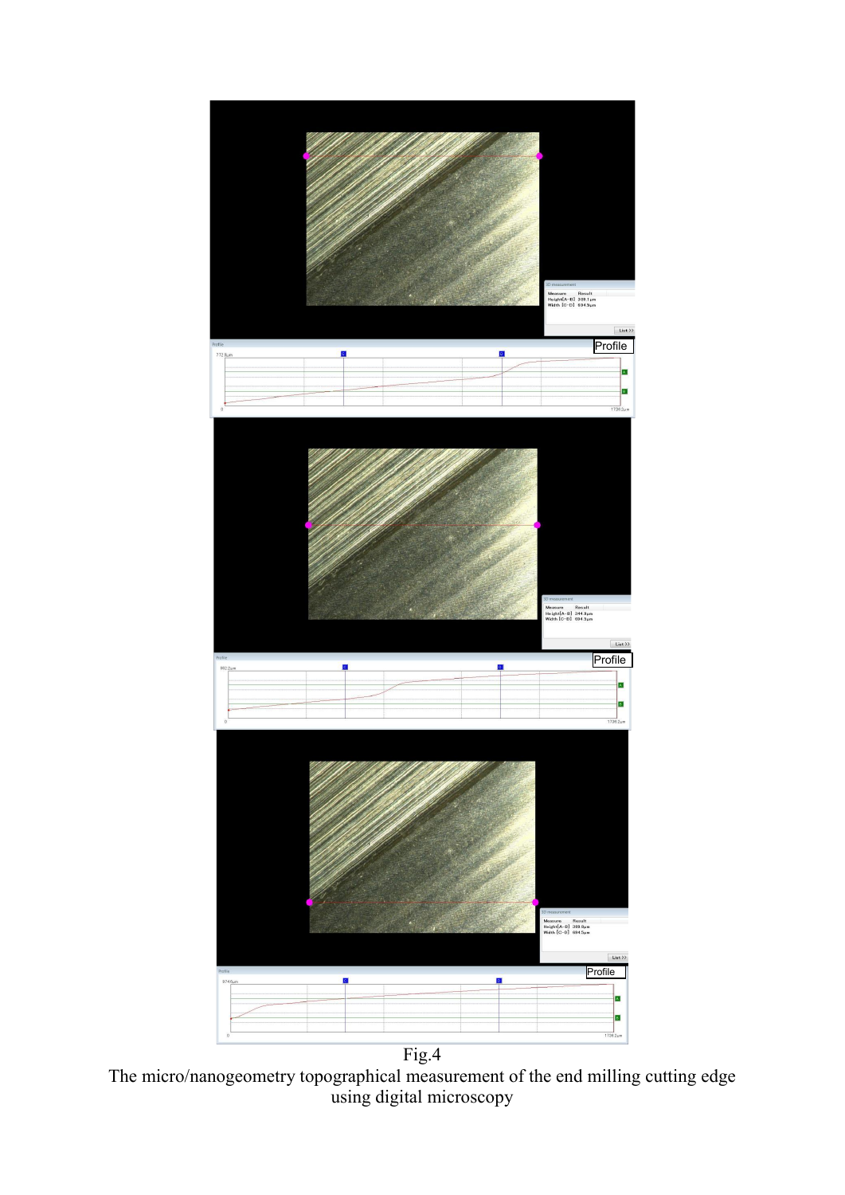Fig.4

The micro/nanogeometry topographical measurement of the end milling cutting edge using digital microscopy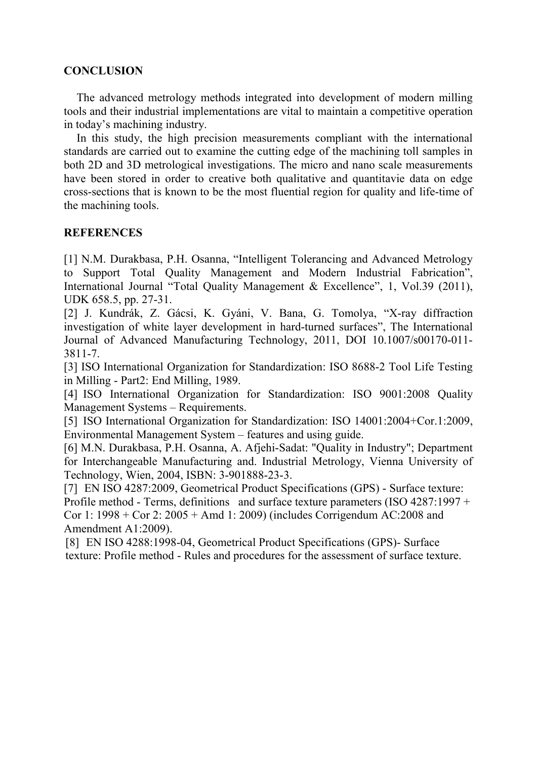## CONCLUSION

The advanced metrology methods integrated into development of modern milling tools and their industrial implementations are vital to maintain a competitive operation in today's machining industry.

In this study, the high precision measurements compliant with the international standards are carried out to examine the cutting edge of the machining toll samples in both 2D and 3D metrological investigations. The micro and nano scale measurements have been stored in order to creative both qualitative and quantitavie data on edge cross-sections that is known to be the most fluential region for quality and life-time of the machining tools.

## REFERENCES

[1] N.M. Durakbasa, P.H. Osanna, "Intelligent Tolerancing and Advanced Metrology to Support Total Quality Management and Modern Industrial Fabrication", International Journal "Total Quality Management & Excellence", 1, Vol.39 (2011), UDK 658.5, pp. 27-31.

[2] J. Kundrák, Z. Gácsi, K. Gyáni, V. Bana, G. Tomolya, "X-ray diffraction investigation of white layer development in hard-turned surfaces", The International Journal of Advanced Manufacturing Technology, 2011, DOI 10.1007/s00170-011-3811-7.

[3] ISO International Organization for Standardization: ISO 8688-2 Tool Life Testing in Milling - Part2: End Milling, 1989.

[4] ISO International Organization for Standardization: ISO 9001:2008 Quality Management Systems – Requirements.

[5] ISO International Organization for Standardization: ISO 14001:2004+Cor.1:2009, Environmental Management System – features and using guide.

[6] M.N. Durakbasa, P.H. Osanna, A. Afjehi-Sadat: "Quality in Industry"; Department for Interchangeable Manufacturing and. Industrial Metrology, Vienna University of Technology, Wien, 2004, ISBN: 3-901888-23-3.

[7] EN ISO 4287:2009, Geometrical Product Specifications (GPS) - Surface texture: Profile method - Terms, definitions and surface texture parameters (ISO 4287:1997 + Cor 1: 1998 + Cor 2: 2005 + Amd 1: 2009) (includes Corrigendum AC:2008 and Amendment A1:2009).

[8] EN ISO 4288:1998-04, Geometrical Product Specifications (GPS)- Surface texture: Profile method - Rules and procedures for the assessment of surface texture.